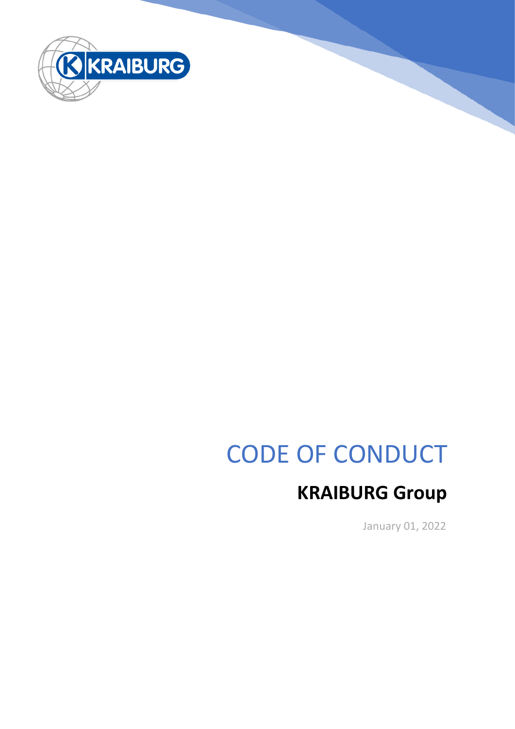# CODE OF CONDUCT

## KRAIBURG Group

January 01, 2022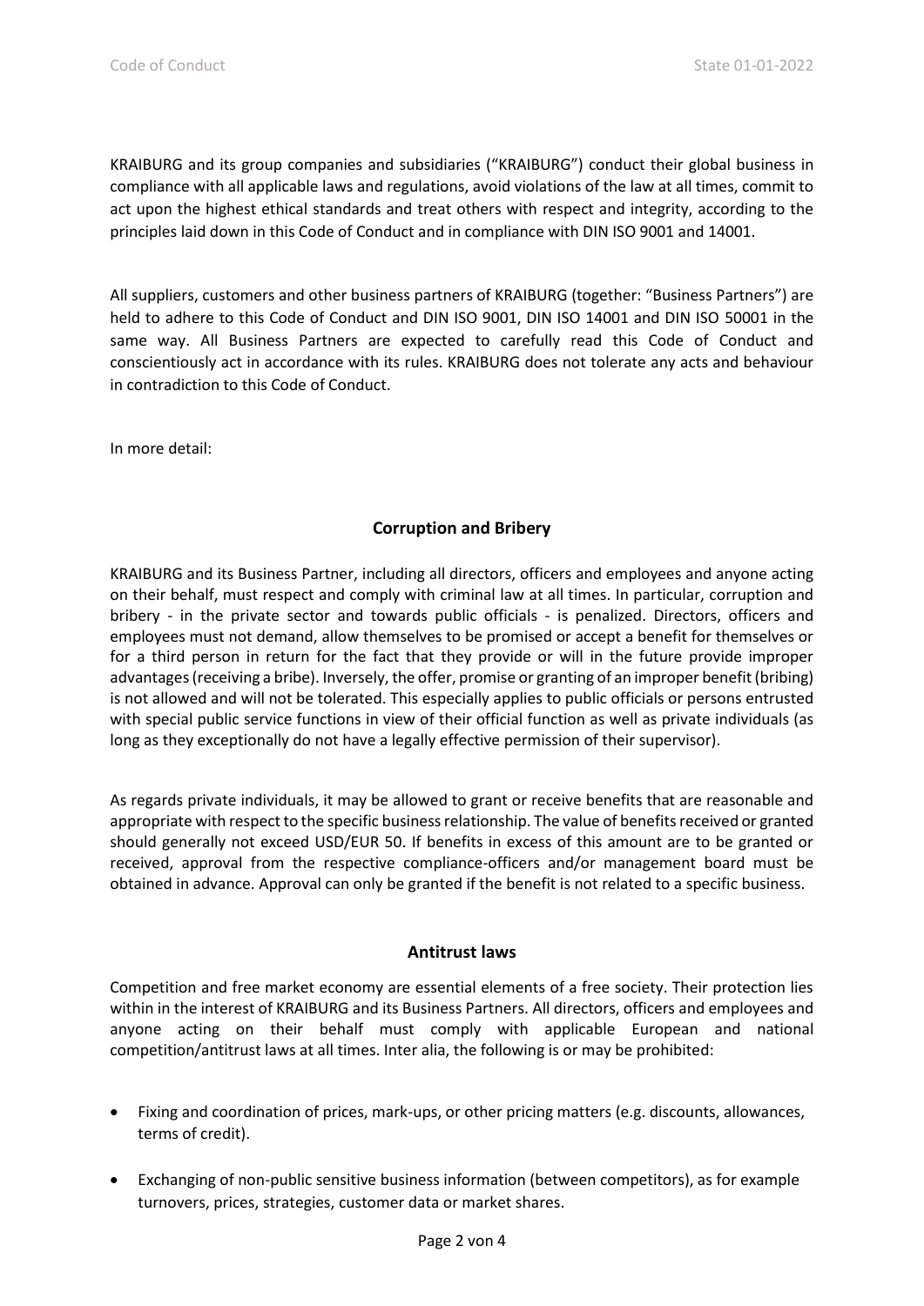KRAIBURG and its group companies and subsidiaries ("KRAIBURG") conduct their global business in compliance with all applicable laws and regulations, avoid violations of the law at all times, commit to act upon the highest ethical standards and treat others with respect and integrity, according to the principles laid down in this Code of Conduct and in compliance with DIN ISO 9001 and 14001.

All suppliers, customers and other business partners of KRAIBURG (together: "Business Partners") are held to adhere to this Code of Conduct and DIN ISO 9001, DIN ISO 14001 and DIN ISO 50001 in the same way. All Business Partners are expected to carefully read this Code of Conduct and conscientiously act in accordance with its rules. KRAIBURG does not tolerate any acts and behaviour in contradiction to this Code of Conduct.

In more detail:

## Corruption and Bribery

KRAIBURG and its Business Partner, including all directors, officers and employees and anyone acting on their behalf, must respect and comply with criminal law at all times. In particular, corruption and bribery - in the private sector and towards public officials - is penalized. Directors, officers and employees must not demand, allow themselves to be promised or accept a benefit for themselves or for a third person in return for the fact that they provide or will in the future provide improper advantages (receiving a bribe). Inversely, the offer, promise or granting of an improper benefit (bribing) is not allowed and will not be tolerated. This especially applies to public officials or persons entrusted with special public service functions in view of their official function as well as private individuals (as long as they exceptionally do not have a legally effective permission of their supervisor).

As regards private individuals, it may be allowed to grant or receive benefits that are reasonable and appropriate with respect to the specific business relationship. The value of benefits received or granted should generally not exceed USD/EUR 50. If benefits in excess of this amount are to be granted or received, approval from the respective compliance-officers and/or management board must be obtained in advance. Approval can only be granted if the benefit is not related to a specific business.

## Antitrust laws

Competition and free market economy are essential elements of a free society. Their protection lies within in the interest of KRAIBURG and its Business Partners. All directors, officers and employees and anyone acting on their behalf must comply with applicable European and national competition/antitrust laws at all times. Inter alia, the following is or may be prohibited:

- Fixing and coordination of prices, mark-ups, or other pricing matters (e.g. discounts, allowances, terms of credit).
- Exchanging of non-public sensitive business information (between competitors), as for example turnovers, prices, strategies, customer data or market shares.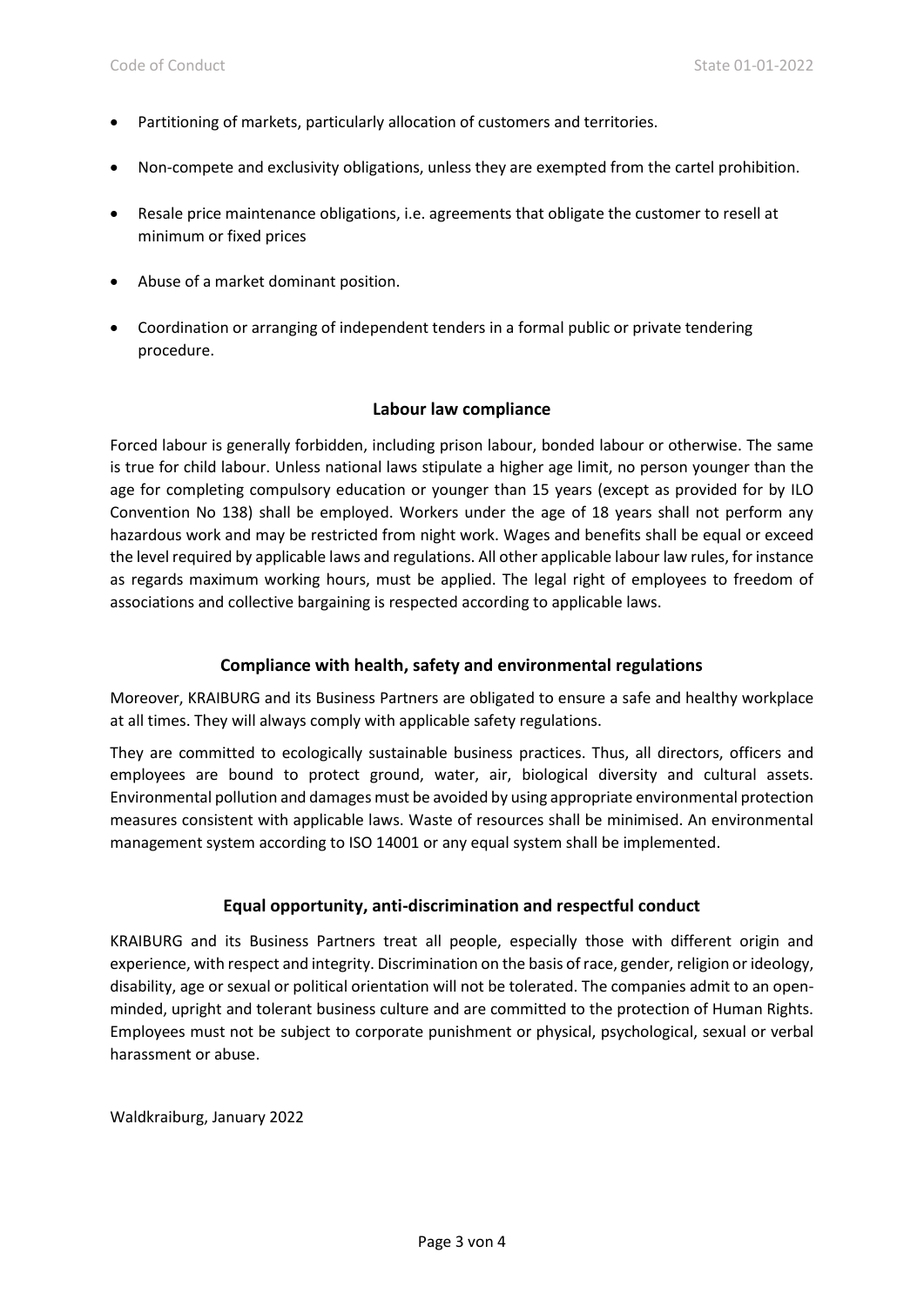- Partitioning of markets, particularly allocation of customers and territories.
- Non-compete and exclusivity obligations, unless they are exempted from the cartel prohibition.
- Resale price maintenance obligations, i.e. agreements that obligate the customer to resell at minimum or fixed prices
- Abuse of a market dominant position.
- Coordination or arranging of independent tenders in a formal public or private tendering procedure.

## Labour law compliance

Forced labour is generally forbidden, including prison labour, bonded labour or otherwise. The same is true for child labour. Unless national laws stipulate a higher age limit, no person younger than the age for completing compulsory education or younger than 15 years (except as provided for by ILO Convention No 138) shall be employed. Workers under the age of 18 years shall not perform any hazardous work and may be restricted from night work. Wages and benefits shall be equal or exceed the level required by applicable laws and regulations. All other applicable labour law rules, for instance as regards maximum working hours, must be applied. The legal right of employees to freedom of associations and collective bargaining is respected according to applicable laws.

## Compliance with health, safety and environmental regulations

Moreover, KRAIBURG and its Business Partners are obligated to ensure a safe and healthy workplace at all times. They will always comply with applicable safety regulations.

They are committed to ecologically sustainable business practices. Thus, all directors, officers and employees are bound to protect ground, water, air, biological diversity and cultural assets. Environmental pollution and damages must be avoided by using appropriate environmental protection measures consistent with applicable laws. Waste of resources shall be minimised. An environmental management system according to ISO 14001 or any equal system shall be implemented.

## Equal opportunity, anti-discrimination and respectful conduct

KRAIBURG and its Business Partners treat all people, especially those with different origin and experience, with respect and integrity. Discrimination on the basis of race, gender, religion or ideology, disability, age or sexual or political orientation will not be tolerated. The companies admit to an open-minded, upright and tolerant business culture and are committed to the protection of Human Rights. Employees must not be subject to corporate punishment or physical, psychological, sexual or verbal harassment or abuse.

Waldkraiburg, January 2022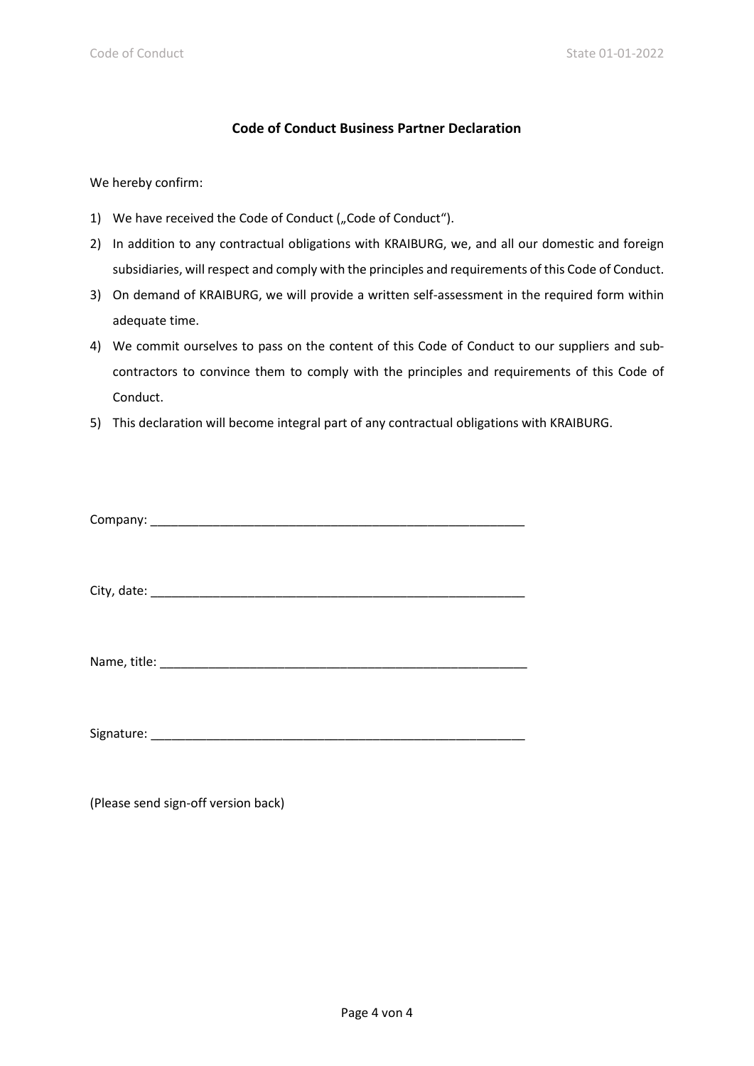**Code of Conduct Business Partner Declaration**

We hereby confirm:

1) We have received the Code of Conduct („Code of Conduct“).
2) In addition to any contractual obligations with KRAIBURG, we, and all our domestic and foreign subsidiaries, will respect and comply with the principles and requirements of this Code of Conduct.
3) On demand of KRAIBURG, we will provide a written self-assessment in the required form within adequate time.
4) We commit ourselves to pass on the content of this Code of Conduct to our suppliers and sub-contractors to convince them to comply with the principles and requirements of this Code of Conduct.
5) This declaration will become integral part of any contractual obligations with KRAIBURG.

Company: _______________________________________________________

City, date: _______________________________________________________

Name, title: _______________________________________________________

Signature: _______________________________________________________

(Please send sign-off version back)